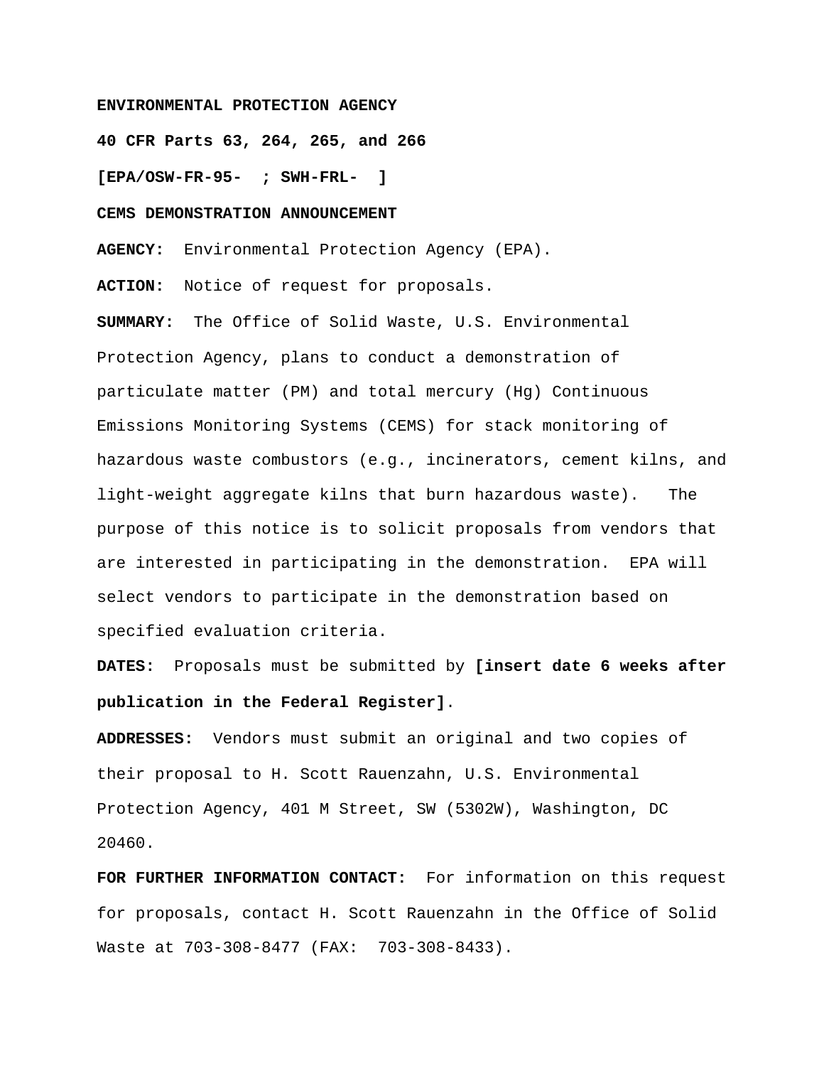**ENVIRONMENTAL PROTECTION AGENCY**

**40 CFR Parts 63, 264, 265, and 266**

**[EPA/OSW-FR-95- ; SWH-FRL- ]**

**CEMS DEMONSTRATION ANNOUNCEMENT**

**AGENCY:** Environmental Protection Agency (EPA).

**ACTION:** Notice of request for proposals.

**SUMMARY:** The Office of Solid Waste, U.S. Environmental Protection Agency, plans to conduct a demonstration of particulate matter (PM) and total mercury (Hg) Continuous Emissions Monitoring Systems (CEMS) for stack monitoring of hazardous waste combustors (e.g., incinerators, cement kilns, and light-weight aggregate kilns that burn hazardous waste). The purpose of this notice is to solicit proposals from vendors that are interested in participating in the demonstration. EPA will select vendors to participate in the demonstration based on specified evaluation criteria.

**DATES:** Proposals must be submitted by **[insert date 6 weeks after publication in the Federal Register]**.

**ADDRESSES:** Vendors must submit an original and two copies of their proposal to H. Scott Rauenzahn, U.S. Environmental Protection Agency, 401 M Street, SW (5302W), Washington, DC 20460.

**FOR FURTHER INFORMATION CONTACT:** For information on this request for proposals, contact H. Scott Rauenzahn in the Office of Solid Waste at 703-308-8477 (FAX: 703-308-8433).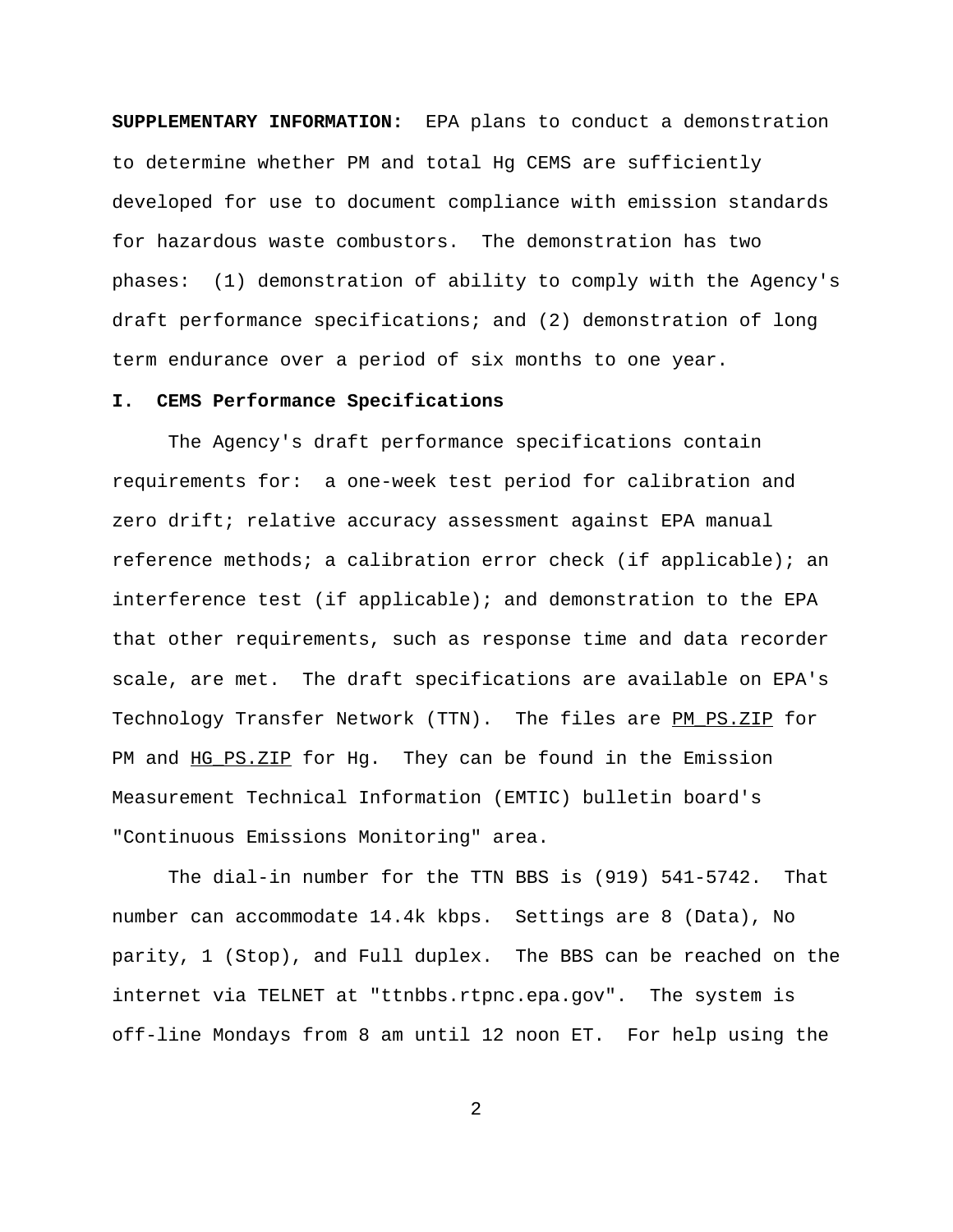**SUPPLEMENTARY INFORMATION:** EPA plans to conduct a demonstration to determine whether PM and total Hg CEMS are sufficiently developed for use to document compliance with emission standards for hazardous waste combustors. The demonstration has two phases: (1) demonstration of ability to comply with the Agency's draft performance specifications; and (2) demonstration of long term endurance over a period of six months to one year.

## I. CEMS Performance Specifications

The Agency's draft performance specifications contain requirements for: a one-week test period for calibration and zero drift; relative accuracy assessment against EPA manual reference methods; a calibration error check (if applicable); an interference test (if applicable); and demonstration to the EPA that other requirements, such as response time and data recorder scale, are met. The draft specifications are available on EPA's Technology Transfer Network (TTN). The files are PM_PS.ZIP for PM and HG_PS.ZIP for Hg. They can be found in the Emission Measurement Technical Information (EMTIC) bulletin board's "Continuous Emissions Monitoring" area.

The dial-in number for the TTN BBS is (919) 541-5742. That number can accommodate 14.4k kbps. Settings are 8 (Data), No parity, 1 (Stop), and Full duplex. The BBS can be reached on the internet via TELNET at "ttnbbs.rtpnc.epa.gov". The system is off-line Mondays from 8 am until 12 noon ET. For help using the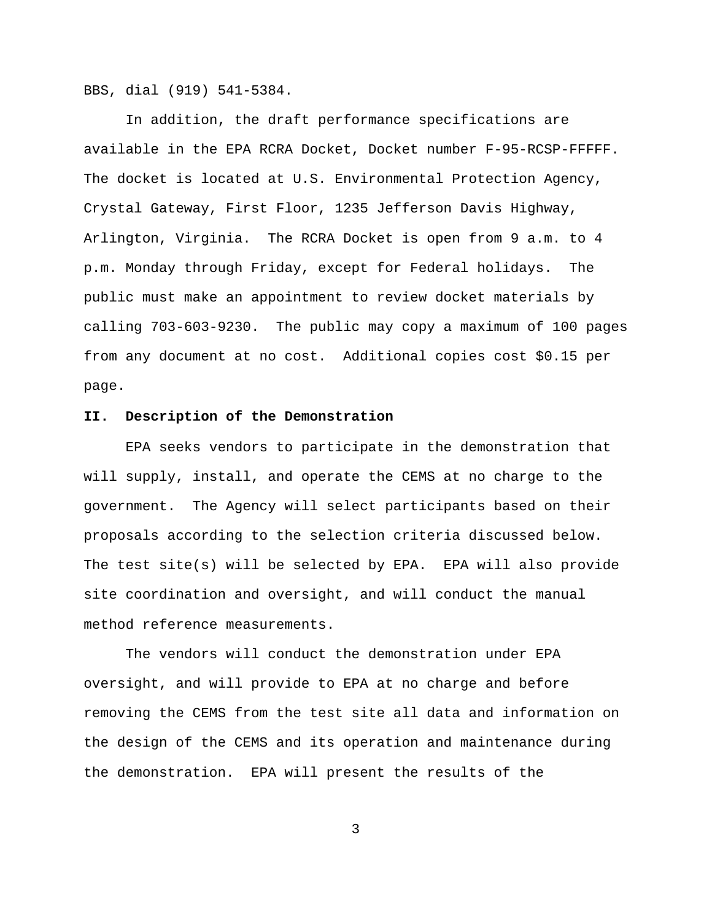BBS, dial (919) 541-5384.

In addition, the draft performance specifications are available in the EPA RCRA Docket, Docket number F-95-RCSP-FFFFF. The docket is located at U.S. Environmental Protection Agency, Crystal Gateway, First Floor, 1235 Jefferson Davis Highway, Arlington, Virginia. The RCRA Docket is open from 9 a.m. to 4 p.m. Monday through Friday, except for Federal holidays. The public must make an appointment to review docket materials by calling 703-603-9230. The public may copy a maximum of 100 pages from any document at no cost. Additional copies cost $0.15 per page.

## II. Description of the Demonstration

EPA seeks vendors to participate in the demonstration that will supply, install, and operate the CEMS at no charge to the government. The Agency will select participants based on their proposals according to the selection criteria discussed below. The test site(s) will be selected by EPA. EPA will also provide site coordination and oversight, and will conduct the manual method reference measurements.

The vendors will conduct the demonstration under EPA oversight, and will provide to EPA at no charge and before removing the CEMS from the test site all data and information on the design of the CEMS and its operation and maintenance during the demonstration. EPA will present the results of the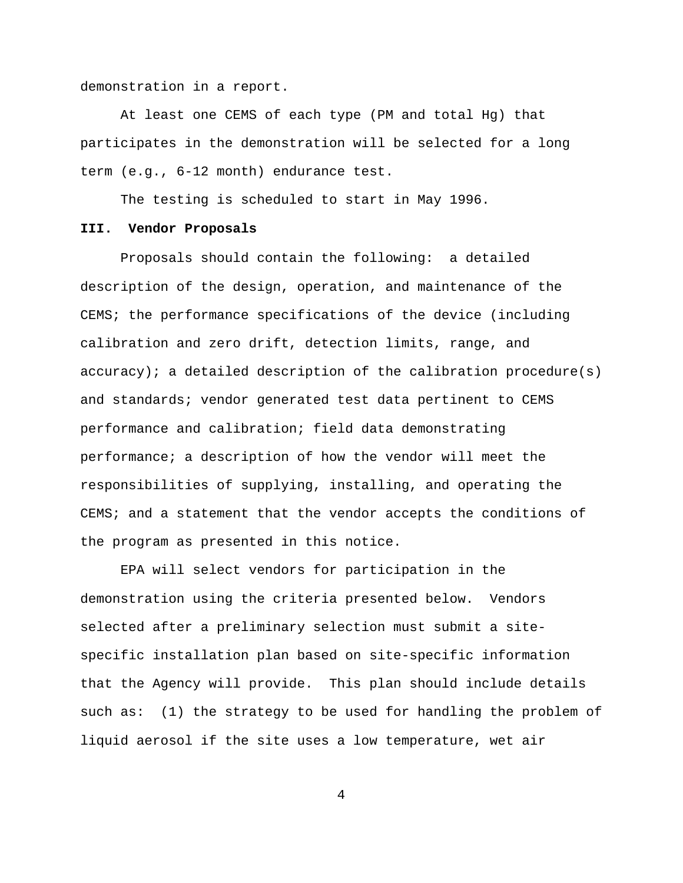demonstration in a report.

At least one CEMS of each type (PM and total Hg) that participates in the demonstration will be selected for a long term (e.g., 6-12 month) endurance test.

The testing is scheduled to start in May 1996.

## III. Vendor Proposals

Proposals should contain the following: a detailed description of the design, operation, and maintenance of the CEMS; the performance specifications of the device (including calibration and zero drift, detection limits, range, and accuracy); a detailed description of the calibration procedure(s) and standards; vendor generated test data pertinent to CEMS performance and calibration; field data demonstrating performance; a description of how the vendor will meet the responsibilities of supplying, installing, and operating the CEMS; and a statement that the vendor accepts the conditions of the program as presented in this notice.

EPA will select vendors for participation in the demonstration using the criteria presented below. Vendors selected after a preliminary selection must submit a site-specific installation plan based on site-specific information that the Agency will provide. This plan should include details such as: (1) the strategy to be used for handling the problem of liquid aerosol if the site uses a low temperature, wet air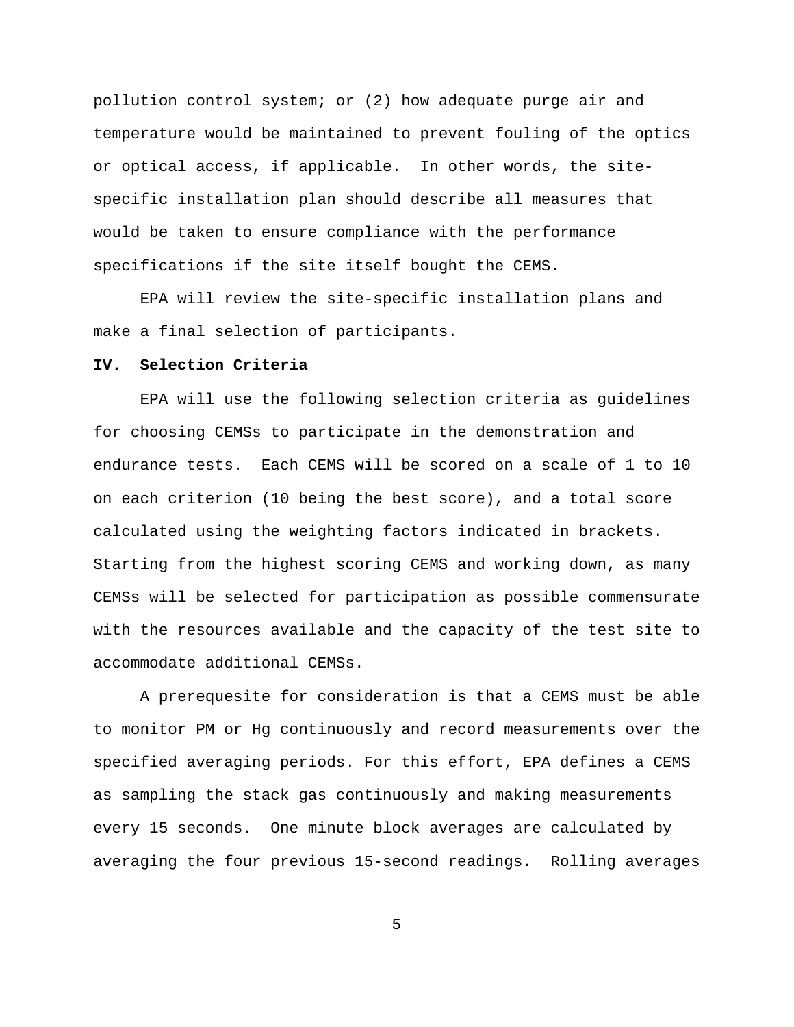pollution control system; or (2) how adequate purge air and temperature would be maintained to prevent fouling of the optics or optical access, if applicable. In other words, the site-specific installation plan should describe all measures that would be taken to ensure compliance with the performance specifications if the site itself bought the CEMS.

EPA will review the site-specific installation plans and make a final selection of participants.

## IV. Selection Criteria

EPA will use the following selection criteria as guidelines for choosing CEMSs to participate in the demonstration and endurance tests. Each CEMS will be scored on a scale of 1 to 10 on each criterion (10 being the best score), and a total score calculated using the weighting factors indicated in brackets. Starting from the highest scoring CEMS and working down, as many CEMSs will be selected for participation as possible commensurate with the resources available and the capacity of the test site to accommodate additional CEMSs.

A prerequesite for consideration is that a CEMS must be able to monitor PM or Hg continuously and record measurements over the specified averaging periods. For this effort, EPA defines a CEMS as sampling the stack gas continuously and making measurements every 15 seconds. One minute block averages are calculated by averaging the four previous 15-second readings. Rolling averages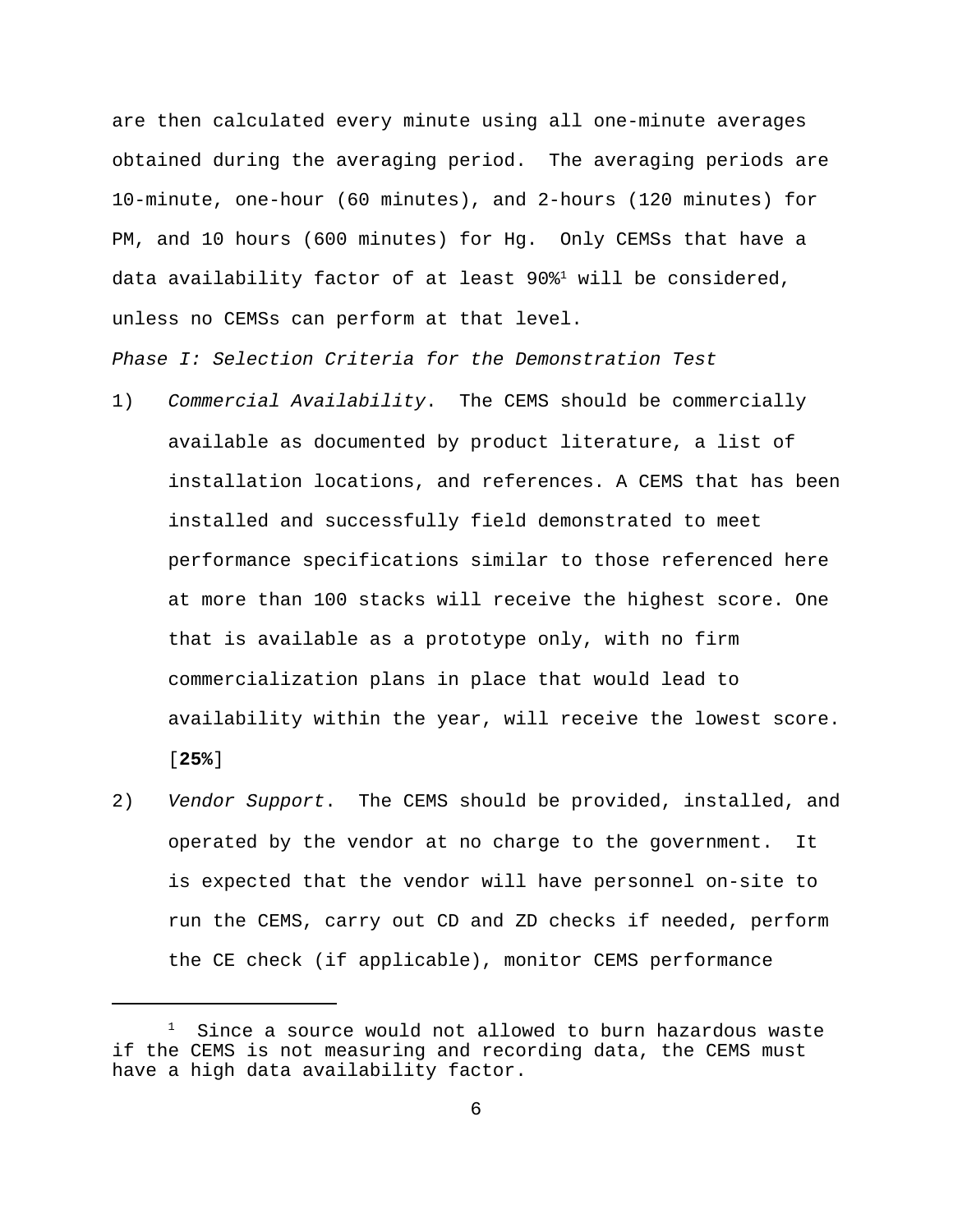are then calculated every minute using all one-minute averages obtained during the averaging period. The averaging periods are 10-minute, one-hour (60 minutes), and 2-hours (120 minutes) for PM, and 10 hours (600 minutes) for Hg. Only CEMSs that have a data availability factor of at least 90%[1] will be considered, unless no CEMSs can perform at that level.

*Phase I: Selection Criteria for the Demonstration Test*

1) *Commercial Availability*. The CEMS should be commercially available as documented by product literature, a list of installation locations, and references. A CEMS that has been installed and successfully field demonstrated to meet performance specifications similar to those referenced here at more than 100 stacks will receive the highest score. One that is available as a prototype only, with no firm commercialization plans in place that would lead to availability within the year, will receive the lowest score. [**25%**]

2) *Vendor Support*. The CEMS should be provided, installed, and operated by the vendor at no charge to the government. It is expected that the vendor will have personnel on-site to run the CEMS, carry out CD and ZD checks if needed, perform the CE check (if applicable), monitor CEMS performance

---

[1] Since a source would not allowed to burn hazardous waste if the CEMS is not measuring and recording data, the CEMS must have a high data availability factor.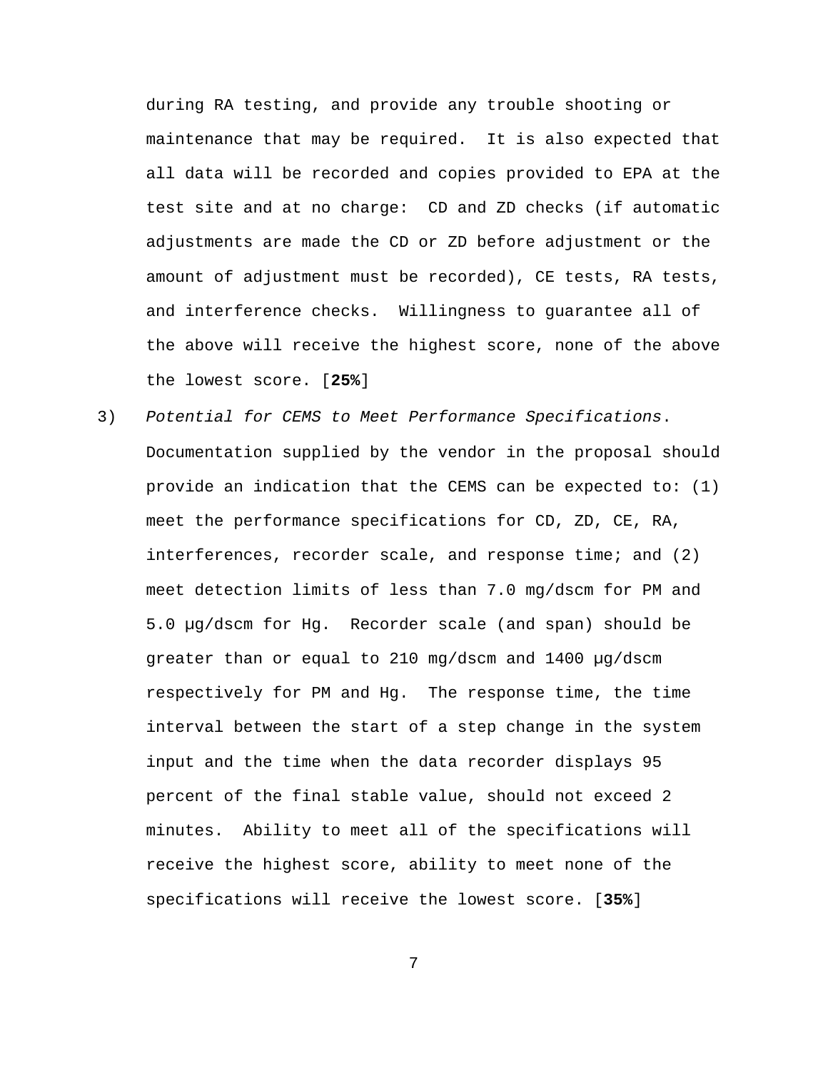during RA testing, and provide any trouble shooting or maintenance that may be required. It is also expected that all data will be recorded and copies provided to EPA at the test site and at no charge: CD and ZD checks (if automatic adjustments are made the CD or ZD before adjustment or the amount of adjustment must be recorded), CE tests, RA tests, and interference checks. Willingness to guarantee all of the above will receive the highest score, none of the above the lowest score. [**25%**]

3) *Potential for CEMS to Meet Performance Specifications*. Documentation supplied by the vendor in the proposal should provide an indication that the CEMS can be expected to: (1) meet the performance specifications for CD, ZD, CE, RA, interferences, recorder scale, and response time; and (2) meet detection limits of less than 7.0 mg/dscm for PM and 5.0 μg/dscm for Hg. Recorder scale (and span) should be greater than or equal to 210 mg/dscm and 1400 μg/dscm respectively for PM and Hg. The response time, the time interval between the start of a step change in the system input and the time when the data recorder displays 95 percent of the final stable value, should not exceed 2 minutes. Ability to meet all of the specifications will receive the highest score, ability to meet none of the specifications will receive the lowest score. [**35%**]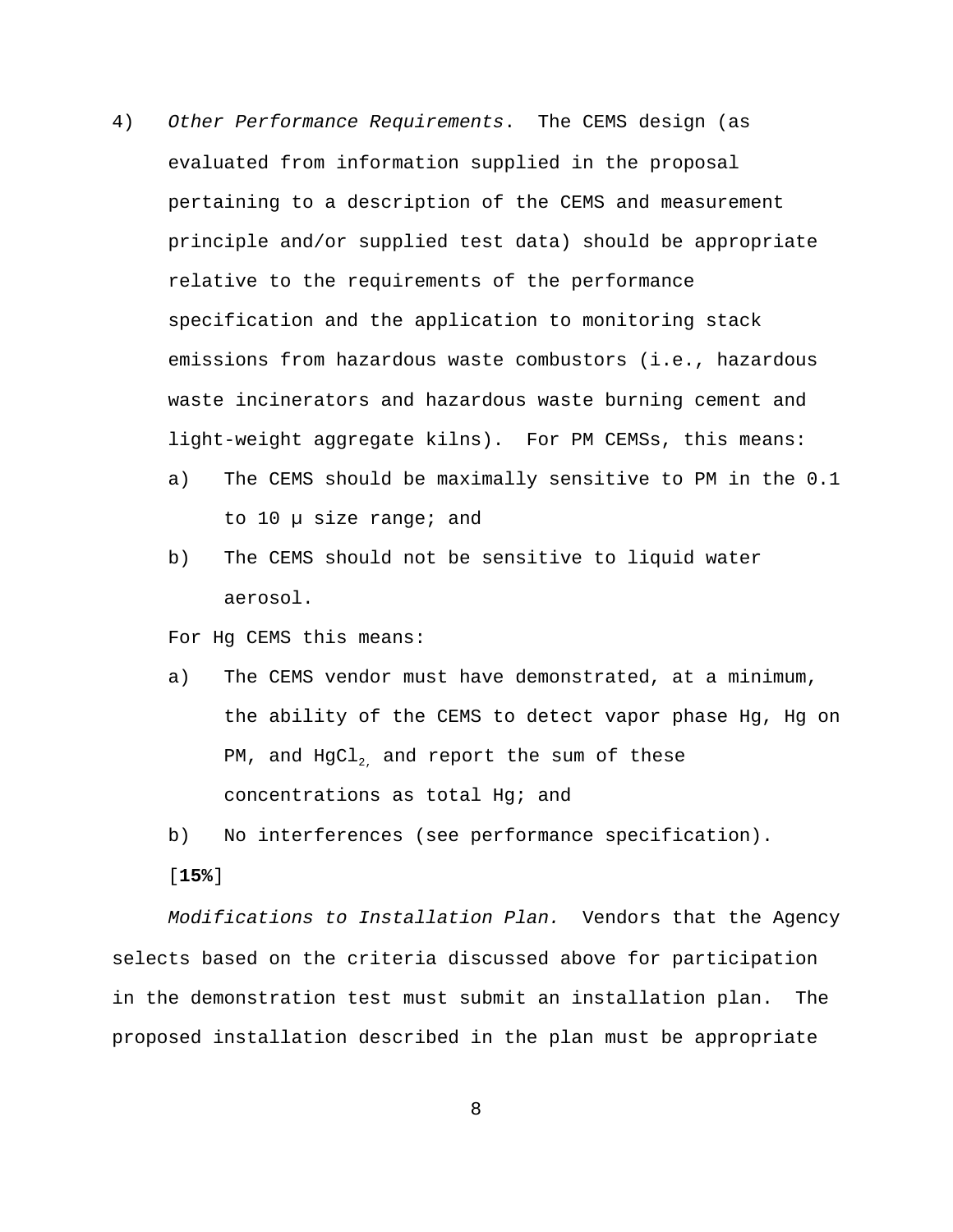4) *Other Performance Requirements*. The CEMS design (as evaluated from information supplied in the proposal pertaining to a description of the CEMS and measurement principle and/or supplied test data) should be appropriate relative to the requirements of the performance specification and the application to monitoring stack emissions from hazardous waste combustors (i.e., hazardous waste incinerators and hazardous waste burning cement and light-weight aggregate kilns). For PM CEMSs, this means:

   a) The CEMS should be maximally sensitive to PM in the 0.1 to 10 μ size range; and

   b) The CEMS should not be sensitive to liquid water aerosol.

   For Hg CEMS this means:

   a) The CEMS vendor must have demonstrated, at a minimum, the ability of the CEMS to detect vapor phase Hg, Hg on PM, and $HgCl_2$, and report the sum of these concentrations as total Hg; and

   b) No interferences (see performance specification).

   [**15%**]

*Modifications to Installation Plan.* Vendors that the Agency selects based on the criteria discussed above for participation in the demonstration test must submit an installation plan. The proposed installation described in the plan must be appropriate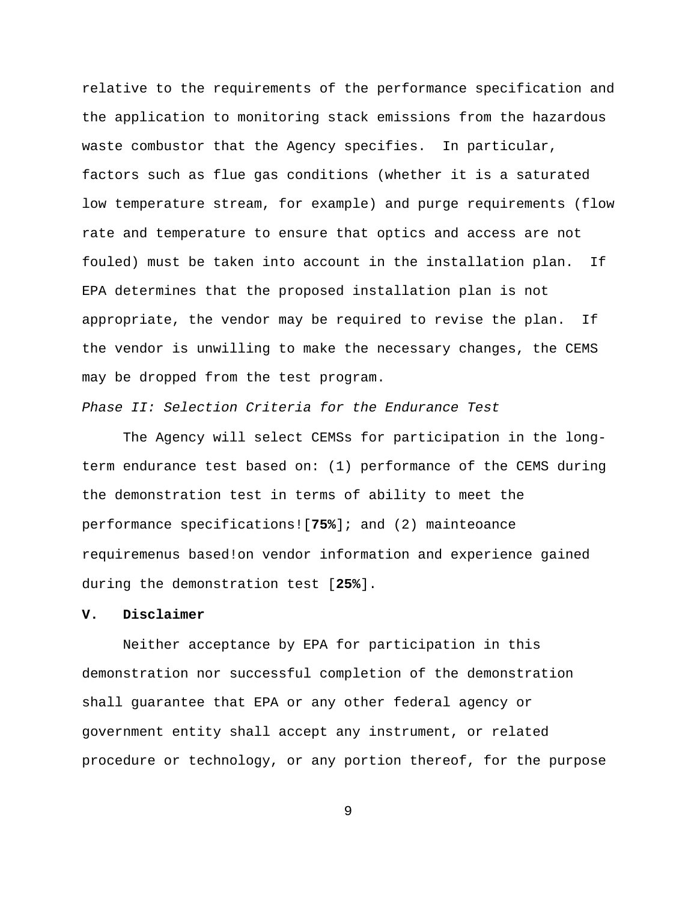relative to the requirements of the performance specification and the application to monitoring stack emissions from the hazardous waste combustor that the Agency specifies. In particular, factors such as flue gas conditions (whether it is a saturated low temperature stream, for example) and purge requirements (flow rate and temperature to ensure that optics and access are not fouled) must be taken into account in the installation plan. If EPA determines that the proposed installation plan is not appropriate, the vendor may be required to revise the plan. If the vendor is unwilling to make the necessary changes, the CEMS may be dropped from the test program.

*Phase II: Selection Criteria for the Endurance Test*

The Agency will select CEMSs for participation in the long-term endurance test based on: (1) performance of the CEMS during the demonstration test in terms of ability to meet the performance specifications![**75%**]; and (2) mainteoance requiremenus based!on vendor information and experience gained during the demonstration test [**25%**].

## V. Disclaimer

Neither acceptance by EPA for participation in this demonstration nor successful completion of the demonstration shall guarantee that EPA or any other federal agency or government entity shall accept any instrument, or related procedure or technology, or any portion thereof, for the purpose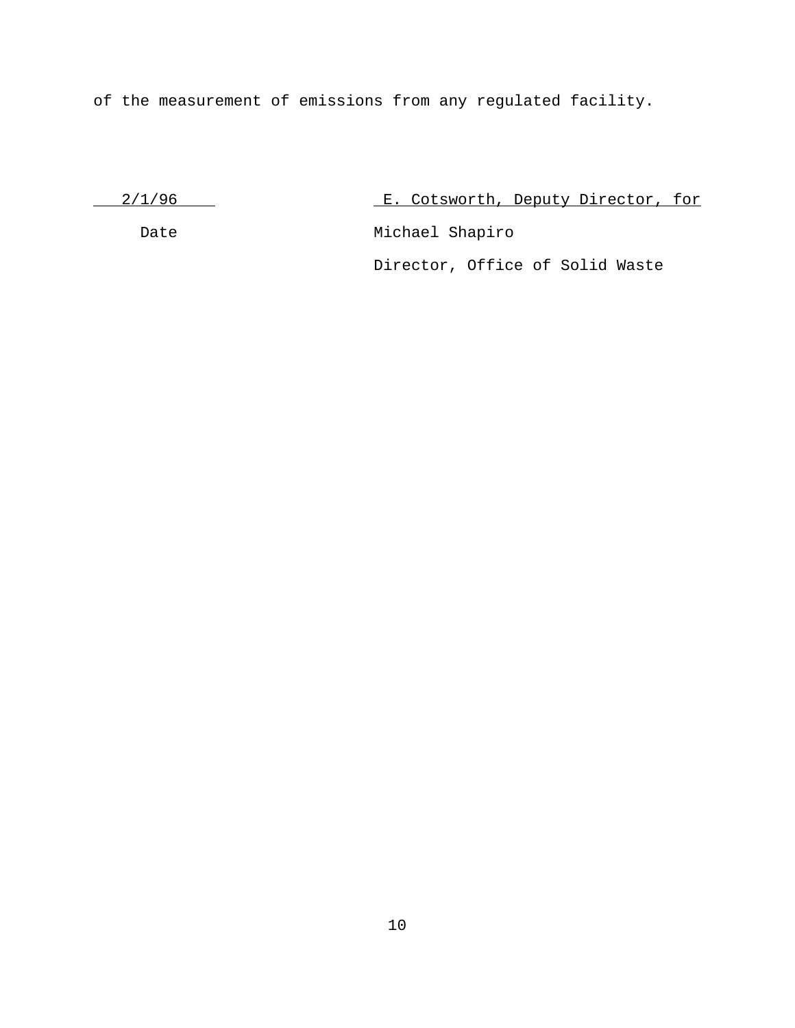of the measurement of emissions from any regulated facility.

| | |
|---|---|
| 2/1/96 | E. Cotsworth, Deputy Director, for |
| Date | Michael Shapiro |
| | Director, Office of Solid Waste |